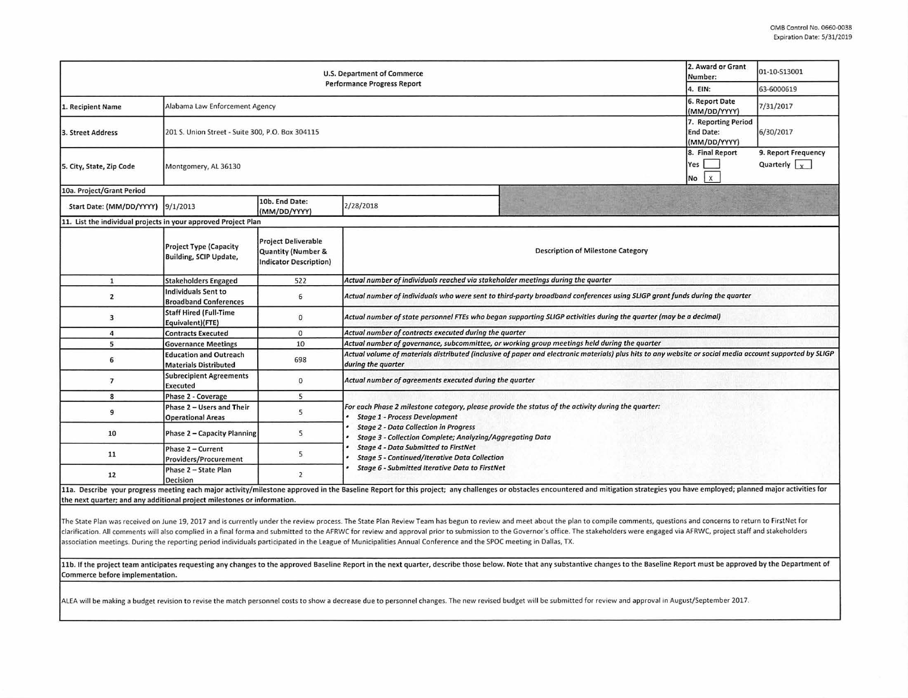OMB Control No. 0660-0038
Expiration Date: 5/31/2019

| U.S. Department of Commerce Performance Progress Report | | | | 2. Award or Grant Number: | 01-10-S13001 |
|---|---|---|---|---|---|
| | | | | 4. EIN: | 63-6000619 |
| 1. Recipient Name | Alabama Law Enforcement Agency | | | 6. Report Date (MM/DD/YYYY) | 7/31/2017 |
| 3. Street Address | 201 S. Union Street - Suite 300, P.O. Box 304115 | | | 7. Reporting Period End Date: (MM/DD/YYYY) | 6/30/2017 |
| 5. City, State, Zip Code | Montgomery, AL 36130 | | | 8. Final Report Yes [ ] No [x] | 9. Report Frequency Quarterly [x] |
| 10a. Project/Grant Period | | | | | |
| Start Date: (MM/DD/YYYY) | 9/1/2013 | 10b. End Date: (MM/DD/YYYY) | 2/28/2018 | | |

**11. List the individual projects in your approved Project Plan**

| | Project Type (Capacity Building, SCIP Update, | Project Deliverable Quantity (Number & Indicator Description) | Description of Milestone Category |
|---|---|---|---|
| 1 | Stakeholders Engaged | 522 | *Actual number of individuals reached via stakeholder meetings during the quarter* |
| 2 | Individuals Sent to Broadband Conferences | 6 | *Actual number of individuals who were sent to third-party broadband conferences using SLIGP grant funds during the quarter* |
| 3 | Staff Hired (Full-Time Equivalent)(FTE) | 0 | *Actual number of state personnel FTEs who began supporting SLIGP activities during the quarter (may be a decimal)* |
| 4 | Contracts Executed | 0 | *Actual number of contracts executed during the quarter* |
| 5 | Governance Meetings | 10 | *Actual number of governance, subcommittee, or working group meetings held during the quarter* |
| 6 | Education and Outreach Materials Distributed | 698 | *Actual volume of materials distributed (inclusive of paper and electronic materials) plus hits to any website or social media account supported by SLIGP during the quarter* |
| 7 | Subrecipient Agreements Executed | 0 | *Actual number of agreements executed during the quarter* |
| 8 | Phase 2 - Coverage | 5 | *For each Phase 2 milestone category, please provide the status of the activity during the quarter:* <br>• *Stage 1 - Process Development* <br>• *Stage 2 - Data Collection in Progress* <br>• *Stage 3 - Collection Complete; Analyzing/Aggregating Data* <br>• *Stage 4 - Data Submitted to FirstNet* <br>• *Stage 5 - Continued/Iterative Data Collection* <br>• *Stage 6 - Submitted Iterative Data to FirstNet* |
| 9 | Phase 2 – Users and Their Operational Areas | 5 | |
| 10 | Phase 2 – Capacity Planning | 5 | |
| 11 | Phase 2 – Current Providers/Procurement | 5 | |
| 12 | Phase 2 – State Plan Decision | 2 | |

**11a. Describe your progress meeting each major activity/milestone approved in the Baseline Report for this project; any challenges or obstacles encountered and mitigation strategies you have employed; planned major activities for the next quarter; and any additional project milestones or information.**

The State Plan was received on June 19, 2017 and is currently under the review process. The State Plan Review Team has begun to review and meet about the plan to compile comments, questions and concerns to return to FirstNet for clarification. All comments will also complied in a final forma and submitted to the AFRWC for review and approval prior to submission to the Governor's office. The stakeholders were engaged via AFRWC, project staff and stakeholders association meetings. During the reporting period individuals participated in the League of Municipalities Annual Conference and the SPOC meeting in Dallas, TX.

**11b. If the project team anticipates requesting any changes to the approved Baseline Report in the next quarter, describe those below. Note that any substantive changes to the Baseline Report must be approved by the Department of Commerce before implementation.**

ALEA will be making a budget revision to revise the match personnel costs to show a decrease due to personnel changes. The new revised budget will be submitted for review and approval in August/September 2017.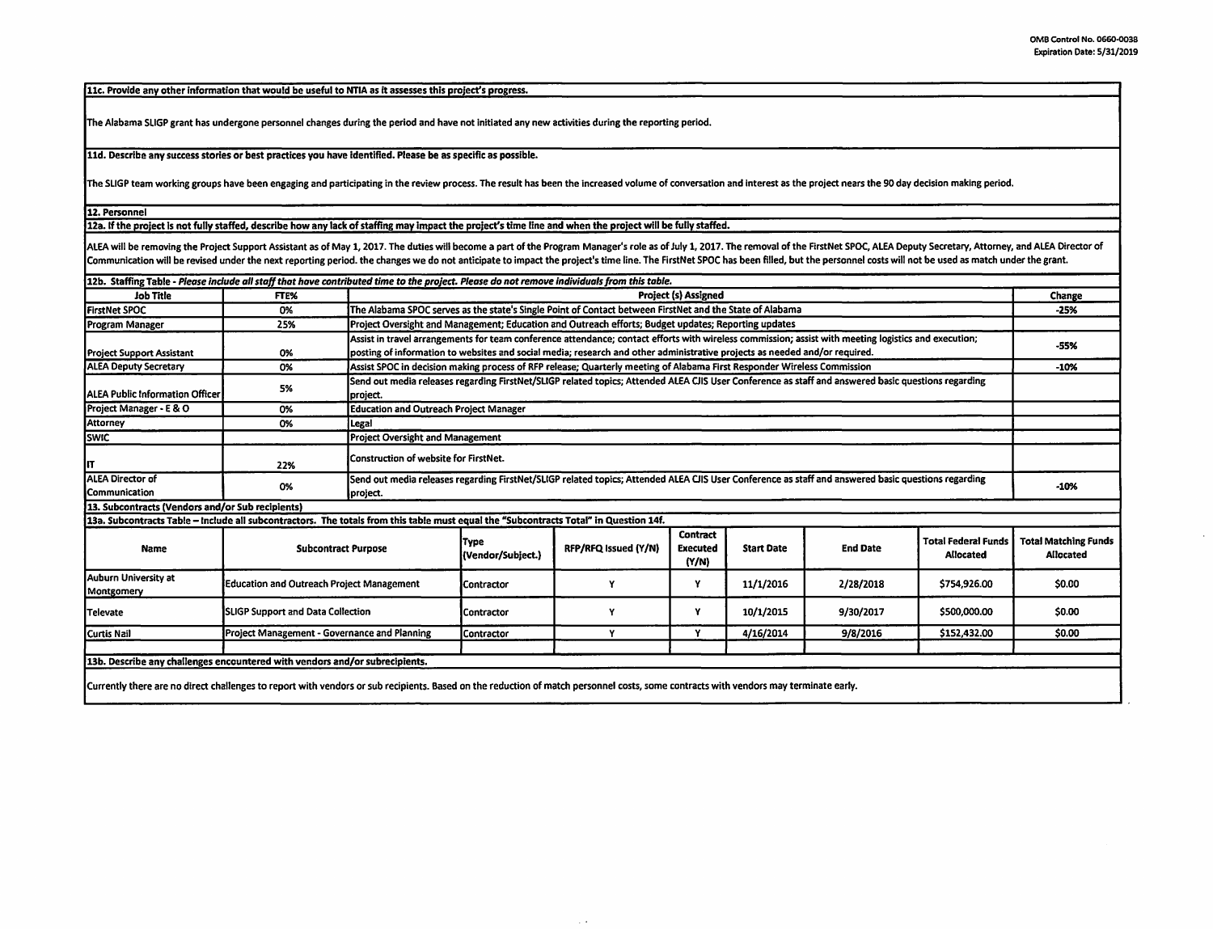**11c. Provide any other information that would be useful to NTIA as it assesses this project's progress.**

The Alabama SLIGP grant has undergone personnel changes during the period and have not initiated any new activities during the reporting period.

**11d. Describe any success stories or best practices you have identified. Please be as specific as possible.**

The SLIGP team working groups have been engaging and participating in the review process. The result has been the increased volume of conversation and interest as the project nears the 90 day decision making period.

**12. Personnel**

**12a. If the project is not fully staffed, describe how any lack of staffing may impact the project's time line and when the project will be fully staffed.**

ALEA will be removing the Project Support Assistant as of May 1, 2017. The duties will become a part of the Program Manager's role as of July 1, 2017. The removal of the FirstNet SPOC, ALEA Deputy Secretary, Attorney, and ALEA Director of Communication will be revised under the next reporting period. the changes we do not anticipate to impact the project's time line. The FirstNet SPOC has been filled, but the personnel costs will not be used as match under the grant.

**12b. Staffing Table** - *Please include all staff that have contributed time to the project. Please do not remove individuals from this table.*

| Job Title | FTE% | Project (s) Assigned | Change |
|---|---|---|---|
| FirstNet SPOC | 0% | The Alabama SPOC serves as the state's Single Point of Contact between FirstNet and the State of Alabama | -25% |
| Program Manager | 25% | Project Oversight and Management; Education and Outreach efforts; Budget updates; Reporting updates | |
| Project Support Assistant | 0% | Assist in travel arrangements for team conference attendance; contact efforts with wireless commission; assist with meeting logistics and execution; posting of information to websites and social media; research and other administrative projects as needed and/or required. | -55% |
| ALEA Deputy Secretary | 0% | Assist SPOC in decision making process of RFP release; Quarterly meeting of Alabama First Responder Wireless Commission | -10% |
| ALEA Public Information Officer | 5% | Send out media releases regarding FirstNet/SLIGP related topics; Attended ALEA CJIS User Conference as staff and answered basic questions regarding project. | |
| Project Manager - E & O | 0% | Education and Outreach Project Manager | |
| Attorney | 0% | Legal | |
| SWIC | | Project Oversight and Management | |
| IT | 22% | Construction of website for FirstNet. | |
| ALEA Director of Communication | 0% | Send out media releases regarding FirstNet/SLIGP related topics; Attended ALEA CJIS User Conference as staff and answered basic questions regarding project. | -10% |

**13. Subcontracts (Vendors and/or Sub recipients)**

**13a. Subcontracts Table – Include all subcontractors. The totals from this table must equal the "Subcontracts Total" in Question 14f.**

| Name | Subcontract Purpose | Type (Vendor/Subject.) | RFP/RFQ Issued (Y/N) | Contract Executed (Y/N) | Start Date | End Date | Total Federal Funds Allocated | Total Matching Funds Allocated |
|---|---|---|---|---|---|---|---|---|
| Auburn University at Montgomery | Education and Outreach Project Management | Contractor | Y | Y | 11/1/2016 | 2/28/2018 | $754,926.00 | $0.00 |
| Televate | SLIGP Support and Data Collection | Contractor | Y | Y | 10/1/2015 | 9/30/2017 | $500,000.00 | $0.00 |
| Curtis Nail | Project Management - Governance and Planning | Contractor | Y | Y | 4/16/2014 | 9/8/2016 | $152,432.00 | $0.00 |
| | | | | | | | | |

**13b. Describe any challenges encountered with vendors and/or subrecipients.**

Currently there are no direct challenges to report with vendors or sub recipients. Based on the reduction of match personnel costs, some contracts with vendors may terminate early.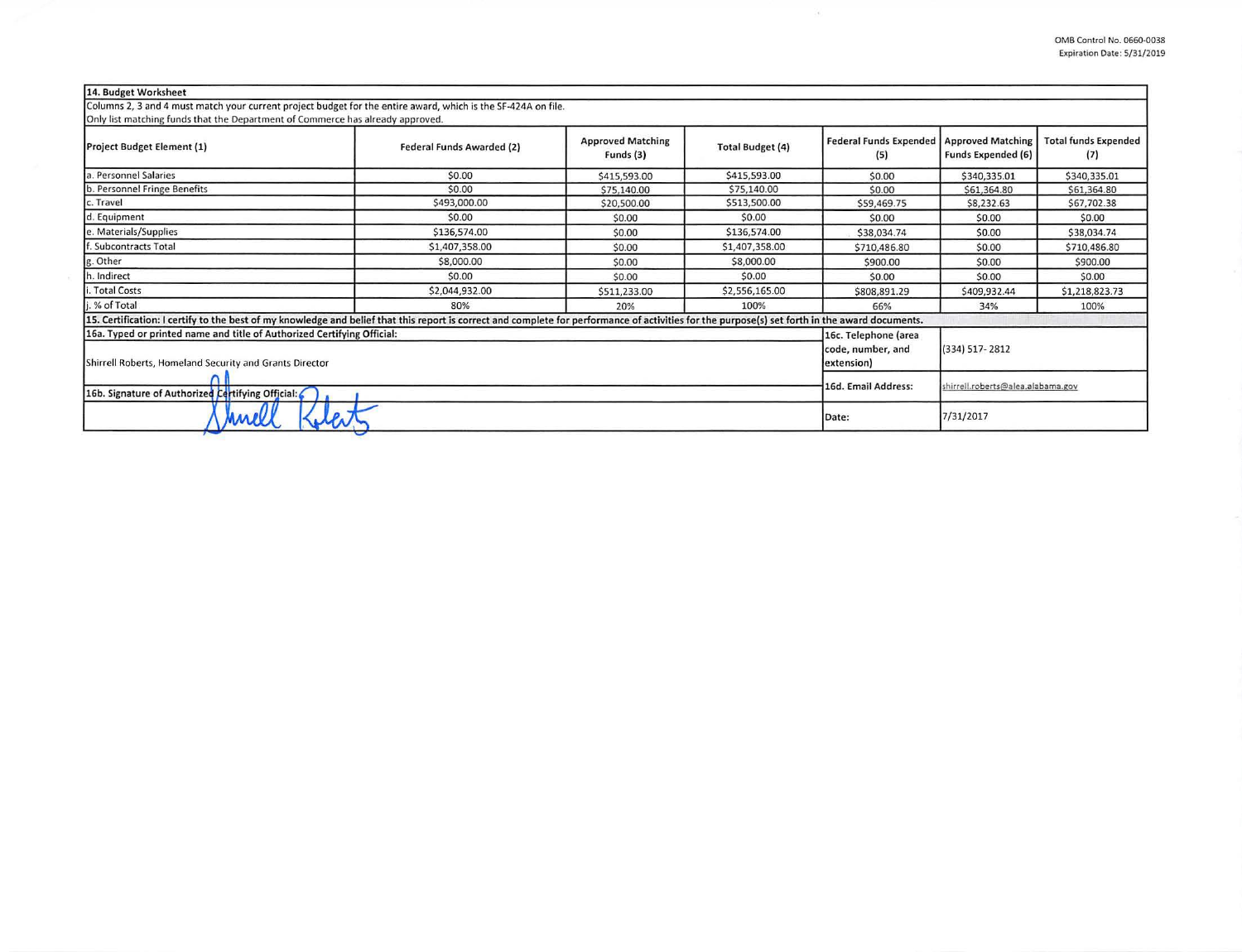OMB Control No. 0660-0038
Expiration Date: 5/31/2019

## 14. Budget Worksheet

Columns 2, 3 and 4 must match your current project budget for the entire award, which is the SF-424A on file.
Only list matching funds that the Department of Commerce has already approved.

| Project Budget Element (1) | Federal Funds Awarded (2) | Approved Matching Funds (3) | Total Budget (4) | Federal Funds Expended (5) | Approved Matching Funds Expended (6) | Total funds Expended (7) |
|---|---|---|---|---|---|---|
| a. Personnel Salaries | $0.00 | $415,593.00 | $415,593.00 | $0.00 | $340,335.01 | $340,335.01 |
| b. Personnel Fringe Benefits | $0.00 | $75,140.00 | $75,140.00 | $0.00 | $61,364.80 | $61,364.80 |
| c. Travel | $493,000.00 | $20,500.00 | $513,500.00 | $59,469.75 | $8,232.63 | $67,702.38 |
| d. Equipment | $0.00 | $0.00 | $0.00 | $0.00 | $0.00 | $0.00 |
| e. Materials/Supplies | $136,574.00 | $0.00 | $136,574.00 | $38,034.74 | $0.00 | $38,034.74 |
| f. Subcontracts Total | $1,407,358.00 | $0.00 | $1,407,358.00 | $710,486.80 | $0.00 | $710,486.80 |
| g. Other | $8,000.00 | $0.00 | $8,000.00 | $900.00 | $0.00 | $900.00 |
| h. Indirect | $0.00 | $0.00 | $0.00 | $0.00 | $0.00 | $0.00 |
| i. Total Costs | $2,044,932.00 | $511,233.00 | $2,556,165.00 | $808,891.29 | $409,932.44 | $1,218,823.73 |
| j. % of Total | 80% | 20% | 100% | 66% | 34% | 100% |

**15. Certification: I certify to the best of my knowledge and belief that this report is correct and complete for performance of activities for the purpose(s) set forth in the award documents.**

| | | |
|---|---|---|
| **16a. Typed or printed name and title of Authorized Certifying Official:** Shirrell Roberts, Homeland Security and Grants Director | 16c. Telephone (area code, number, and extension) | (334) 517- 2812 |
| **16b. Signature of Authorized Certifying Official:** Shirrell Roberts | 16d. Email Address: | shirrell.roberts@alea.alabama.gov |
| | Date: | 7/31/2017 |